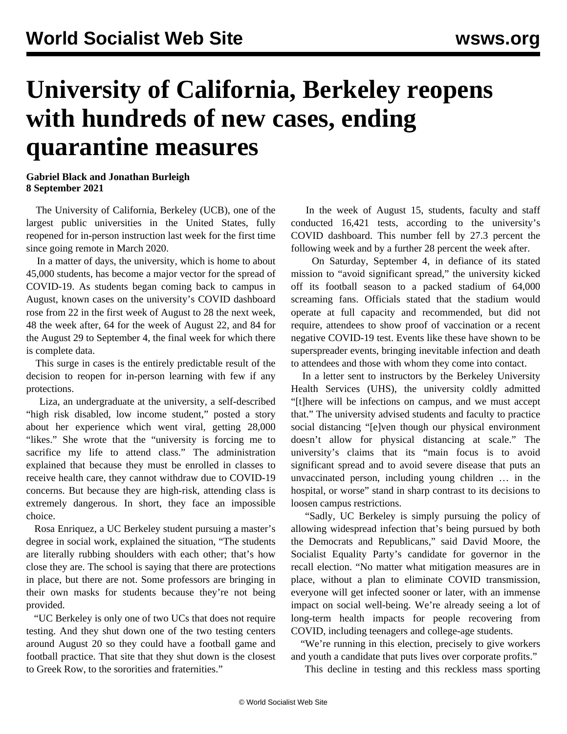# University of California, Berkeley reopens with hundreds of new cases, ending quarantine measures

**Gabriel Black and Jonathan Burleigh**
**8 September 2021**

The University of California, Berkeley (UCB), one of the largest public universities in the United States, fully reopened for in-person instruction last week for the first time since going remote in March 2020.

In a matter of days, the university, which is home to about 45,000 students, has become a major vector for the spread of COVID-19. As students began coming back to campus in August, known cases on the university's COVID dashboard rose from 22 in the first week of August to 28 the next week, 48 the week after, 64 for the week of August 22, and 84 for the August 29 to September 4, the final week for which there is complete data.

This surge in cases is the entirely predictable result of the decision to reopen for in-person learning with few if any protections.

Liza, an undergraduate at the university, a self-described "high risk disabled, low income student," posted a story about her experience which went viral, getting 28,000 "likes." She wrote that the "university is forcing me to sacrifice my life to attend class." The administration explained that because they must be enrolled in classes to receive health care, they cannot withdraw due to COVID-19 concerns. But because they are high-risk, attending class is extremely dangerous. In short, they face an impossible choice.

Rosa Enriquez, a UC Berkeley student pursuing a master's degree in social work, explained the situation, "The students are literally rubbing shoulders with each other; that's how close they are. The school is saying that there are protections in place, but there are not. Some professors are bringing in their own masks for students because they're not being provided.

"UC Berkeley is only one of two UCs that does not require testing. And they shut down one of the two testing centers around August 20 so they could have a football game and football practice. That site that they shut down is the closest to Greek Row, to the sororities and fraternities."

In the week of August 15, students, faculty and staff conducted 16,421 tests, according to the university's COVID dashboard. This number fell by 27.3 percent the following week and by a further 28 percent the week after.

On Saturday, September 4, in defiance of its stated mission to "avoid significant spread," the university kicked off its football season to a packed stadium of 64,000 screaming fans. Officials stated that the stadium would operate at full capacity and recommended, but did not require, attendees to show proof of vaccination or a recent negative COVID-19 test. Events like these have shown to be superspreader events, bringing inevitable infection and death to attendees and those with whom they come into contact.

In a letter sent to instructors by the Berkeley University Health Services (UHS), the university coldly admitted "[t]here will be infections on campus, and we must accept that." The university advised students and faculty to practice social distancing "[e]ven though our physical environment doesn't allow for physical distancing at scale." The university's claims that its "main focus is to avoid significant spread and to avoid severe disease that puts an unvaccinated person, including young children … in the hospital, or worse" stand in sharp contrast to its decisions to loosen campus restrictions.

"Sadly, UC Berkeley is simply pursuing the policy of allowing widespread infection that's being pursued by both the Democrats and Republicans," said David Moore, the Socialist Equality Party's candidate for governor in the recall election. "No matter what mitigation measures are in place, without a plan to eliminate COVID transmission, everyone will get infected sooner or later, with an immense impact on social well-being. We're already seeing a lot of long-term health impacts for people recovering from COVID, including teenagers and college-age students.

"We're running in this election, precisely to give workers and youth a candidate that puts lives over corporate profits."

This decline in testing and this reckless mass sporting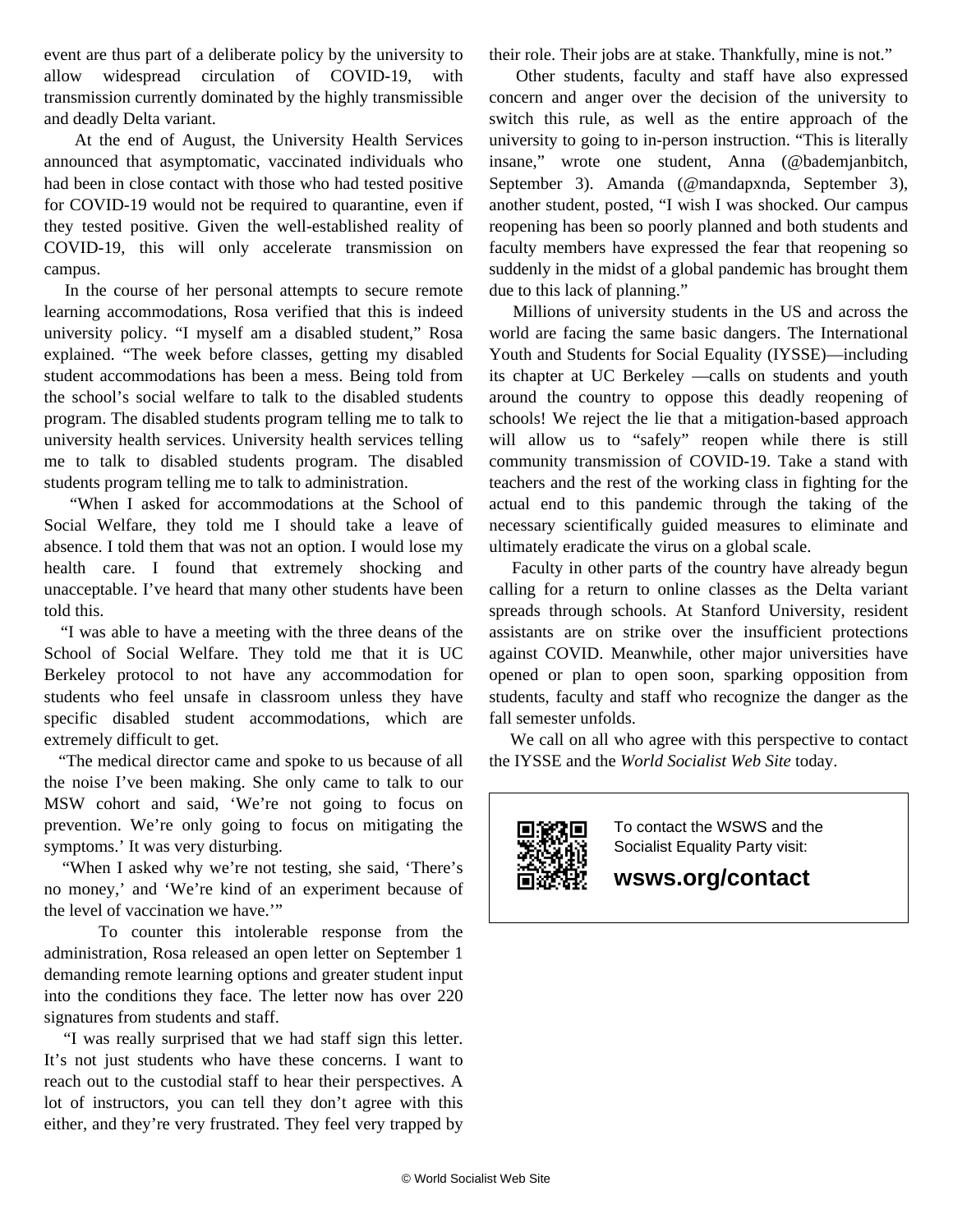event are thus part of a deliberate policy by the university to allow widespread circulation of COVID-19, with transmission currently dominated by the highly transmissible and deadly Delta variant.

At the end of August, the University Health Services announced that asymptomatic, vaccinated individuals who had been in close contact with those who had tested positive for COVID-19 would not be required to quarantine, even if they tested positive. Given the well-established reality of COVID-19, this will only accelerate transmission on campus.

In the course of her personal attempts to secure remote learning accommodations, Rosa verified that this is indeed university policy. "I myself am a disabled student," Rosa explained. "The week before classes, getting my disabled student accommodations has been a mess. Being told from the school's social welfare to talk to the disabled students program. The disabled students program telling me to talk to university health services. University health services telling me to talk to disabled students program. The disabled students program telling me to talk to administration.

"When I asked for accommodations at the School of Social Welfare, they told me I should take a leave of absence. I told them that was not an option. I would lose my health care. I found that extremely shocking and unacceptable. I've heard that many other students have been told this.

"I was able to have a meeting with the three deans of the School of Social Welfare. They told me that it is UC Berkeley protocol to not have any accommodation for students who feel unsafe in classroom unless they have specific disabled student accommodations, which are extremely difficult to get.

"The medical director came and spoke to us because of all the noise I've been making. She only came to talk to our MSW cohort and said, 'We're not going to focus on prevention. We're only going to focus on mitigating the symptoms.' It was very disturbing.

"When I asked why we're not testing, she said, 'There's no money,' and 'We're kind of an experiment because of the level of vaccination we have.'"

To counter this intolerable response from the administration, Rosa released an open letter on September 1 demanding remote learning options and greater student input into the conditions they face. The letter now has over 220 signatures from students and staff.

"I was really surprised that we had staff sign this letter. It's not just students who have these concerns. I want to reach out to the custodial staff to hear their perspectives. A lot of instructors, you can tell they don't agree with this either, and they're very frustrated. They feel very trapped by their role. Their jobs are at stake. Thankfully, mine is not."

Other students, faculty and staff have also expressed concern and anger over the decision of the university to switch this rule, as well as the entire approach of the university to going to in-person instruction. "This is literally insane," wrote one student, Anna (@bademjanbitch, September 3). Amanda (@mandapxnda, September 3), another student, posted, "I wish I was shocked. Our campus reopening has been so poorly planned and both students and faculty members have expressed the fear that reopening so suddenly in the midst of a global pandemic has brought them due to this lack of planning."

Millions of university students in the US and across the world are facing the same basic dangers. The International Youth and Students for Social Equality (IYSSE)—including its chapter at UC Berkeley —calls on students and youth around the country to oppose this deadly reopening of schools! We reject the lie that a mitigation-based approach will allow us to "safely" reopen while there is still community transmission of COVID-19. Take a stand with teachers and the rest of the working class in fighting for the actual end to this pandemic through the taking of the necessary scientifically guided measures to eliminate and ultimately eradicate the virus on a global scale.

Faculty in other parts of the country have already begun calling for a return to online classes as the Delta variant spreads through schools. At Stanford University, resident assistants are on strike over the insufficient protections against COVID. Meanwhile, other major universities have opened or plan to open soon, sparking opposition from students, faculty and staff who recognize the danger as the fall semester unfolds.

We call on all who agree with this perspective to contact the IYSSE and the *World Socialist Web Site* today.

To contact the WSWS and the Socialist Equality Party visit:

**wsws.org/contact**